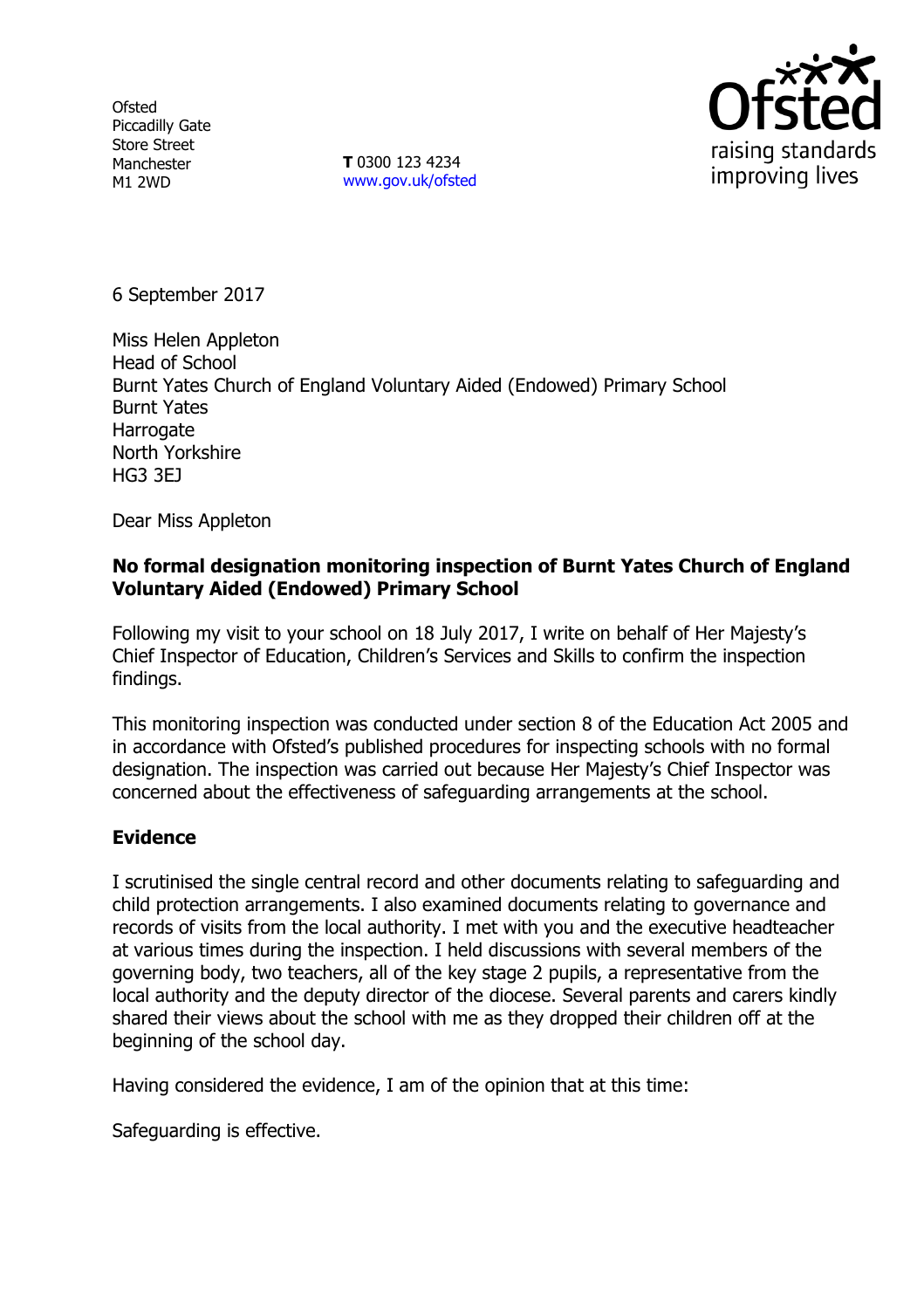Ofsted
Piccadilly Gate
Store Street
Manchester
M1 2WD

**T** 0300 123 4234
www.gov.uk/ofsted

6 September 2017

Miss Helen Appleton
Head of School
Burnt Yates Church of England Voluntary Aided (Endowed) Primary School
Burnt Yates
Harrogate
North Yorkshire
HG3 3EJ

Dear Miss Appleton

**No formal designation monitoring inspection of Burnt Yates Church of England Voluntary Aided (Endowed) Primary School**

Following my visit to your school on 18 July 2017, I write on behalf of Her Majesty's Chief Inspector of Education, Children's Services and Skills to confirm the inspection findings.

This monitoring inspection was conducted under section 8 of the Education Act 2005 and in accordance with Ofsted's published procedures for inspecting schools with no formal designation. The inspection was carried out because Her Majesty's Chief Inspector was concerned about the effectiveness of safeguarding arrangements at the school.

## Evidence

I scrutinised the single central record and other documents relating to safeguarding and child protection arrangements. I also examined documents relating to governance and records of visits from the local authority. I met with you and the executive headteacher at various times during the inspection. I held discussions with several members of the governing body, two teachers, all of the key stage 2 pupils, a representative from the local authority and the deputy director of the diocese. Several parents and carers kindly shared their views about the school with me as they dropped their children off at the beginning of the school day.

Having considered the evidence, I am of the opinion that at this time:

Safeguarding is effective.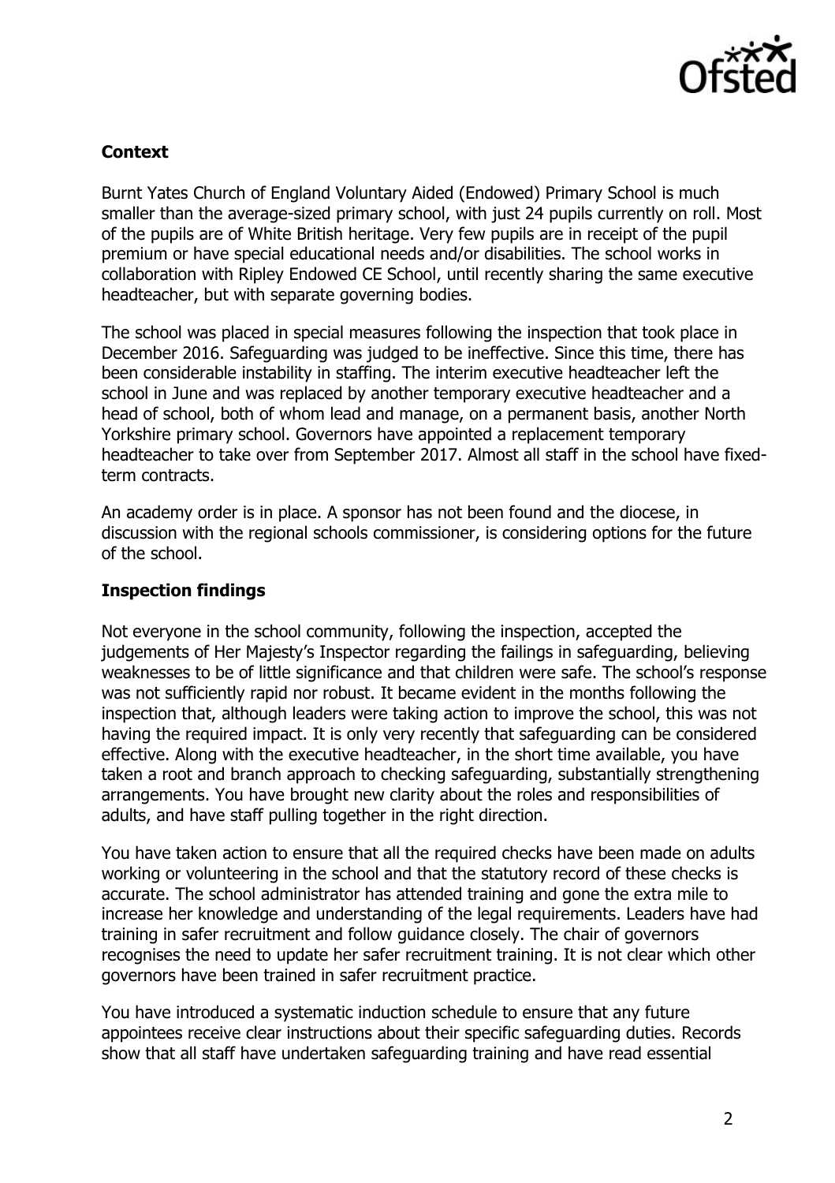## Context

Burnt Yates Church of England Voluntary Aided (Endowed) Primary School is much smaller than the average-sized primary school, with just 24 pupils currently on roll. Most of the pupils are of White British heritage. Very few pupils are in receipt of the pupil premium or have special educational needs and/or disabilities. The school works in collaboration with Ripley Endowed CE School, until recently sharing the same executive headteacher, but with separate governing bodies.

The school was placed in special measures following the inspection that took place in December 2016. Safeguarding was judged to be ineffective. Since this time, there has been considerable instability in staffing. The interim executive headteacher left the school in June and was replaced by another temporary executive headteacher and a head of school, both of whom lead and manage, on a permanent basis, another North Yorkshire primary school. Governors have appointed a replacement temporary headteacher to take over from September 2017. Almost all staff in the school have fixed-term contracts.

An academy order is in place. A sponsor has not been found and the diocese, in discussion with the regional schools commissioner, is considering options for the future of the school.

## Inspection findings

Not everyone in the school community, following the inspection, accepted the judgements of Her Majesty's Inspector regarding the failings in safeguarding, believing weaknesses to be of little significance and that children were safe. The school's response was not sufficiently rapid nor robust. It became evident in the months following the inspection that, although leaders were taking action to improve the school, this was not having the required impact. It is only very recently that safeguarding can be considered effective. Along with the executive headteacher, in the short time available, you have taken a root and branch approach to checking safeguarding, substantially strengthening arrangements. You have brought new clarity about the roles and responsibilities of adults, and have staff pulling together in the right direction.

You have taken action to ensure that all the required checks have been made on adults working or volunteering in the school and that the statutory record of these checks is accurate. The school administrator has attended training and gone the extra mile to increase her knowledge and understanding of the legal requirements. Leaders have had training in safer recruitment and follow guidance closely. The chair of governors recognises the need to update her safer recruitment training. It is not clear which other governors have been trained in safer recruitment practice.

You have introduced a systematic induction schedule to ensure that any future appointees receive clear instructions about their specific safeguarding duties. Records show that all staff have undertaken safeguarding training and have read essential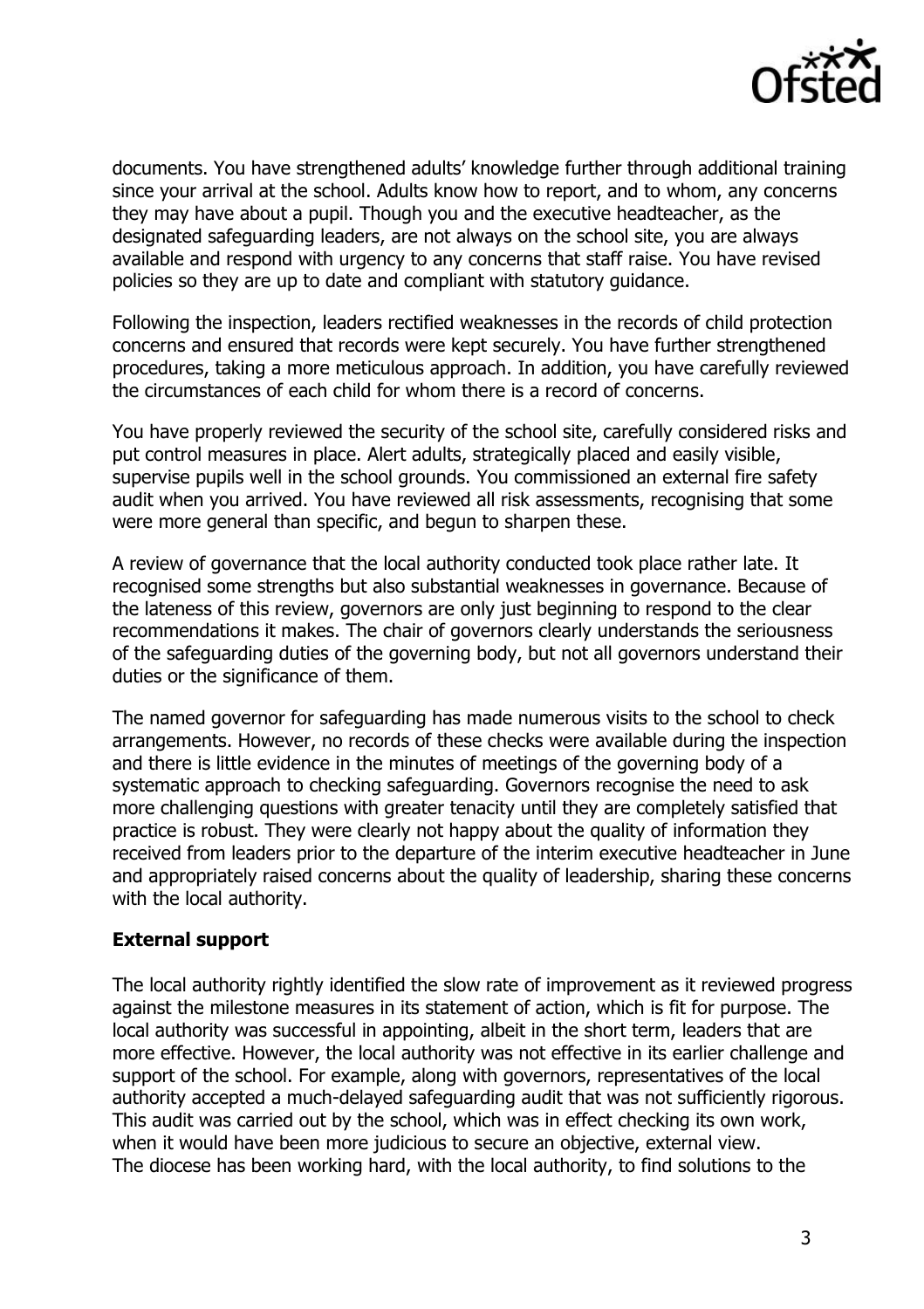documents. You have strengthened adults' knowledge further through additional training since your arrival at the school. Adults know how to report, and to whom, any concerns they may have about a pupil. Though you and the executive headteacher, as the designated safeguarding leaders, are not always on the school site, you are always available and respond with urgency to any concerns that staff raise. You have revised policies so they are up to date and compliant with statutory guidance.

Following the inspection, leaders rectified weaknesses in the records of child protection concerns and ensured that records were kept securely. You have further strengthened procedures, taking a more meticulous approach. In addition, you have carefully reviewed the circumstances of each child for whom there is a record of concerns.

You have properly reviewed the security of the school site, carefully considered risks and put control measures in place. Alert adults, strategically placed and easily visible, supervise pupils well in the school grounds. You commissioned an external fire safety audit when you arrived. You have reviewed all risk assessments, recognising that some were more general than specific, and begun to sharpen these.

A review of governance that the local authority conducted took place rather late. It recognised some strengths but also substantial weaknesses in governance. Because of the lateness of this review, governors are only just beginning to respond to the clear recommendations it makes. The chair of governors clearly understands the seriousness of the safeguarding duties of the governing body, but not all governors understand their duties or the significance of them.

The named governor for safeguarding has made numerous visits to the school to check arrangements. However, no records of these checks were available during the inspection and there is little evidence in the minutes of meetings of the governing body of a systematic approach to checking safeguarding. Governors recognise the need to ask more challenging questions with greater tenacity until they are completely satisfied that practice is robust. They were clearly not happy about the quality of information they received from leaders prior to the departure of the interim executive headteacher in June and appropriately raised concerns about the quality of leadership, sharing these concerns with the local authority.

**External support**

The local authority rightly identified the slow rate of improvement as it reviewed progress against the milestone measures in its statement of action, which is fit for purpose. The local authority was successful in appointing, albeit in the short term, leaders that are more effective. However, the local authority was not effective in its earlier challenge and support of the school. For example, along with governors, representatives of the local authority accepted a much-delayed safeguarding audit that was not sufficiently rigorous. This audit was carried out by the school, which was in effect checking its own work, when it would have been more judicious to secure an objective, external view.
The diocese has been working hard, with the local authority, to find solutions to the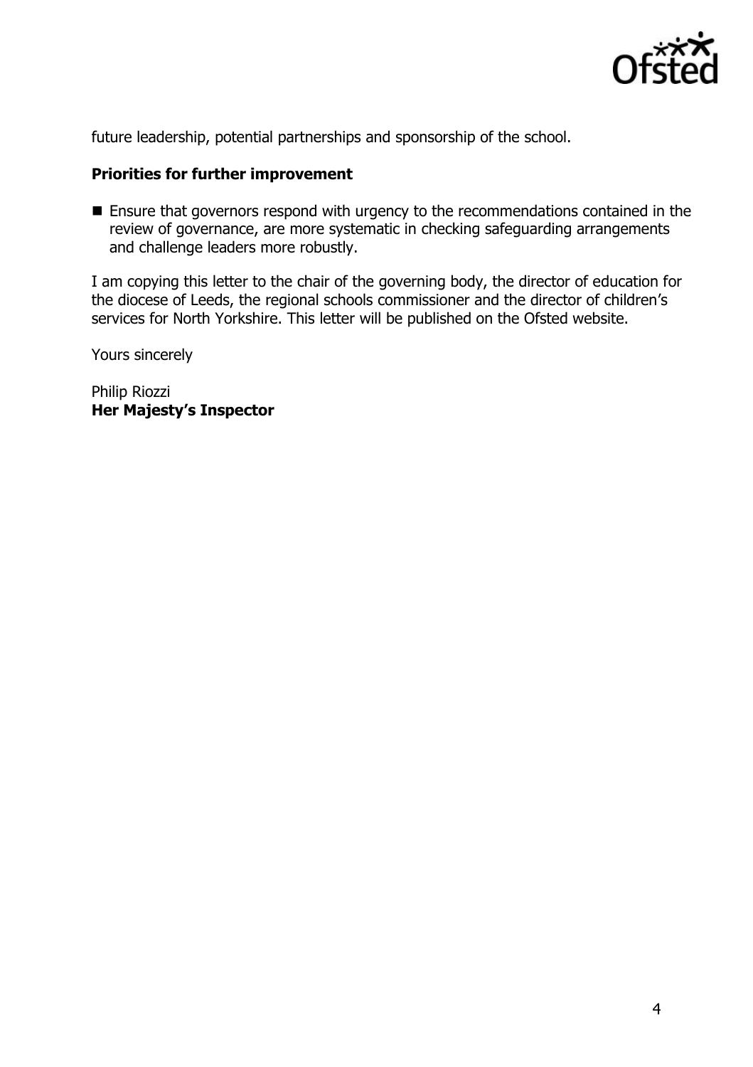future leadership, potential partnerships and sponsorship of the school.

**Priorities for further improvement**

- Ensure that governors respond with urgency to the recommendations contained in the review of governance, are more systematic in checking safeguarding arrangements and challenge leaders more robustly.

I am copying this letter to the chair of the governing body, the director of education for the diocese of Leeds, the regional schools commissioner and the director of children's services for North Yorkshire. This letter will be published on the Ofsted website.

Yours sincerely

Philip Riozzi
**Her Majesty's Inspector**